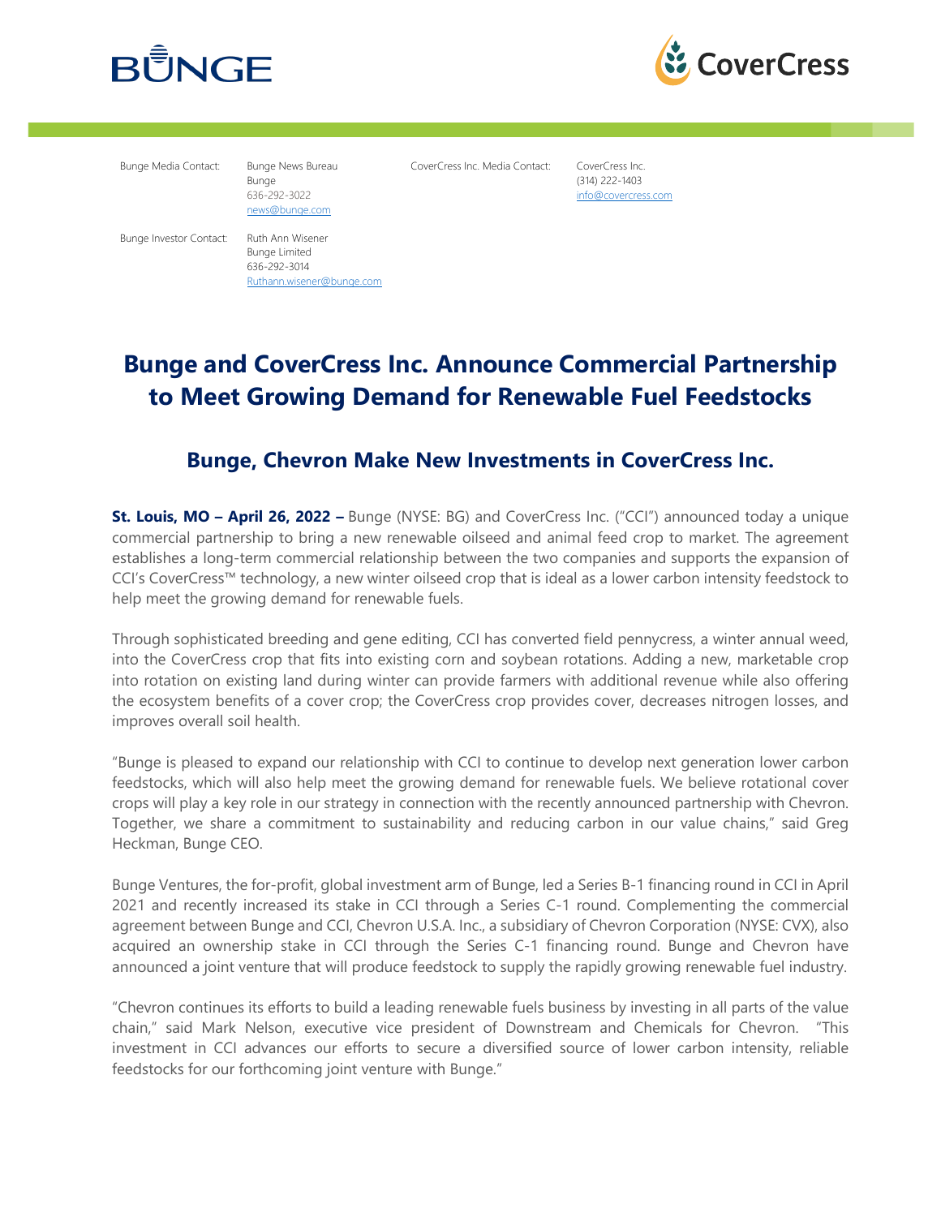Bunge Media Contact: Bunge News Bureau
Bunge
636-292-3022
news@bunge.com

CoverCress Inc. Media Contact: CoverCress Inc.
(314) 222-1403
info@covercress.com

Bunge Investor Contact: Ruth Ann Wisener
Bunge Limited
636-292-3014
Ruthann.wisener@bunge.com

# Bunge and CoverCress Inc. Announce Commercial Partnership to Meet Growing Demand for Renewable Fuel Feedstocks

## Bunge, Chevron Make New Investments in CoverCress Inc.

**St. Louis, MO – April 26, 2022 –** Bunge (NYSE: BG) and CoverCress Inc. ("CCI") announced today a unique commercial partnership to bring a new renewable oilseed and animal feed crop to market. The agreement establishes a long-term commercial relationship between the two companies and supports the expansion of CCI's CoverCress™ technology, a new winter oilseed crop that is ideal as a lower carbon intensity feedstock to help meet the growing demand for renewable fuels.

Through sophisticated breeding and gene editing, CCI has converted field pennycress, a winter annual weed, into the CoverCress crop that fits into existing corn and soybean rotations. Adding a new, marketable crop into rotation on existing land during winter can provide farmers with additional revenue while also offering the ecosystem benefits of a cover crop; the CoverCress crop provides cover, decreases nitrogen losses, and improves overall soil health.

"Bunge is pleased to expand our relationship with CCI to continue to develop next generation lower carbon feedstocks, which will also help meet the growing demand for renewable fuels. We believe rotational cover crops will play a key role in our strategy in connection with the recently announced partnership with Chevron. Together, we share a commitment to sustainability and reducing carbon in our value chains," said Greg Heckman, Bunge CEO.

Bunge Ventures, the for-profit, global investment arm of Bunge, led a Series B-1 financing round in CCI in April 2021 and recently increased its stake in CCI through a Series C-1 round. Complementing the commercial agreement between Bunge and CCI, Chevron U.S.A. Inc., a subsidiary of Chevron Corporation (NYSE: CVX), also acquired an ownership stake in CCI through the Series C-1 financing round. Bunge and Chevron have announced a joint venture that will produce feedstock to supply the rapidly growing renewable fuel industry.

"Chevron continues its efforts to build a leading renewable fuels business by investing in all parts of the value chain," said Mark Nelson, executive vice president of Downstream and Chemicals for Chevron. "This investment in CCI advances our efforts to secure a diversified source of lower carbon intensity, reliable feedstocks for our forthcoming joint venture with Bunge."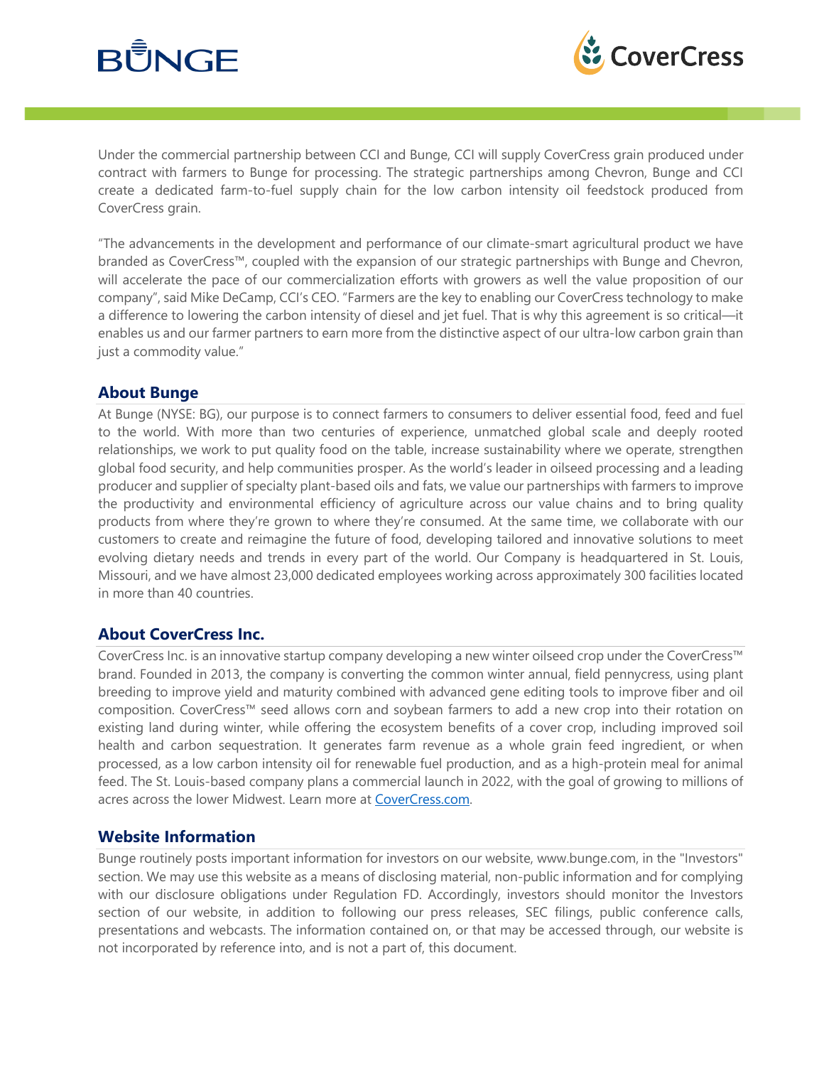Under the commercial partnership between CCI and Bunge, CCI will supply CoverCress grain produced under contract with farmers to Bunge for processing. The strategic partnerships among Chevron, Bunge and CCI create a dedicated farm-to-fuel supply chain for the low carbon intensity oil feedstock produced from CoverCress grain.

"The advancements in the development and performance of our climate-smart agricultural product we have branded as CoverCress™, coupled with the expansion of our strategic partnerships with Bunge and Chevron, will accelerate the pace of our commercialization efforts with growers as well the value proposition of our company", said Mike DeCamp, CCI's CEO. "Farmers are the key to enabling our CoverCress technology to make a difference to lowering the carbon intensity of diesel and jet fuel. That is why this agreement is so critical—it enables us and our farmer partners to earn more from the distinctive aspect of our ultra-low carbon grain than just a commodity value."

## About Bunge

At Bunge (NYSE: BG), our purpose is to connect farmers to consumers to deliver essential food, feed and fuel to the world. With more than two centuries of experience, unmatched global scale and deeply rooted relationships, we work to put quality food on the table, increase sustainability where we operate, strengthen global food security, and help communities prosper. As the world's leader in oilseed processing and a leading producer and supplier of specialty plant-based oils and fats, we value our partnerships with farmers to improve the productivity and environmental efficiency of agriculture across our value chains and to bring quality products from where they're grown to where they're consumed. At the same time, we collaborate with our customers to create and reimagine the future of food, developing tailored and innovative solutions to meet evolving dietary needs and trends in every part of the world. Our Company is headquartered in St. Louis, Missouri, and we have almost 23,000 dedicated employees working across approximately 300 facilities located in more than 40 countries.

## About CoverCress Inc.

CoverCress Inc. is an innovative startup company developing a new winter oilseed crop under the CoverCress™ brand. Founded in 2013, the company is converting the common winter annual, field pennycress, using plant breeding to improve yield and maturity combined with advanced gene editing tools to improve fiber and oil composition. CoverCress™ seed allows corn and soybean farmers to add a new crop into their rotation on existing land during winter, while offering the ecosystem benefits of a cover crop, including improved soil health and carbon sequestration. It generates farm revenue as a whole grain feed ingredient, or when processed, as a low carbon intensity oil for renewable fuel production, and as a high-protein meal for animal feed. The St. Louis-based company plans a commercial launch in 2022, with the goal of growing to millions of acres across the lower Midwest. Learn more at [CoverCress.com](CoverCress.com).

## Website Information

Bunge routinely posts important information for investors on our website, www.bunge.com, in the "Investors" section. We may use this website as a means of disclosing material, non-public information and for complying with our disclosure obligations under Regulation FD. Accordingly, investors should monitor the Investors section of our website, in addition to following our press releases, SEC filings, public conference calls, presentations and webcasts. The information contained on, or that may be accessed through, our website is not incorporated by reference into, and is not a part of, this document.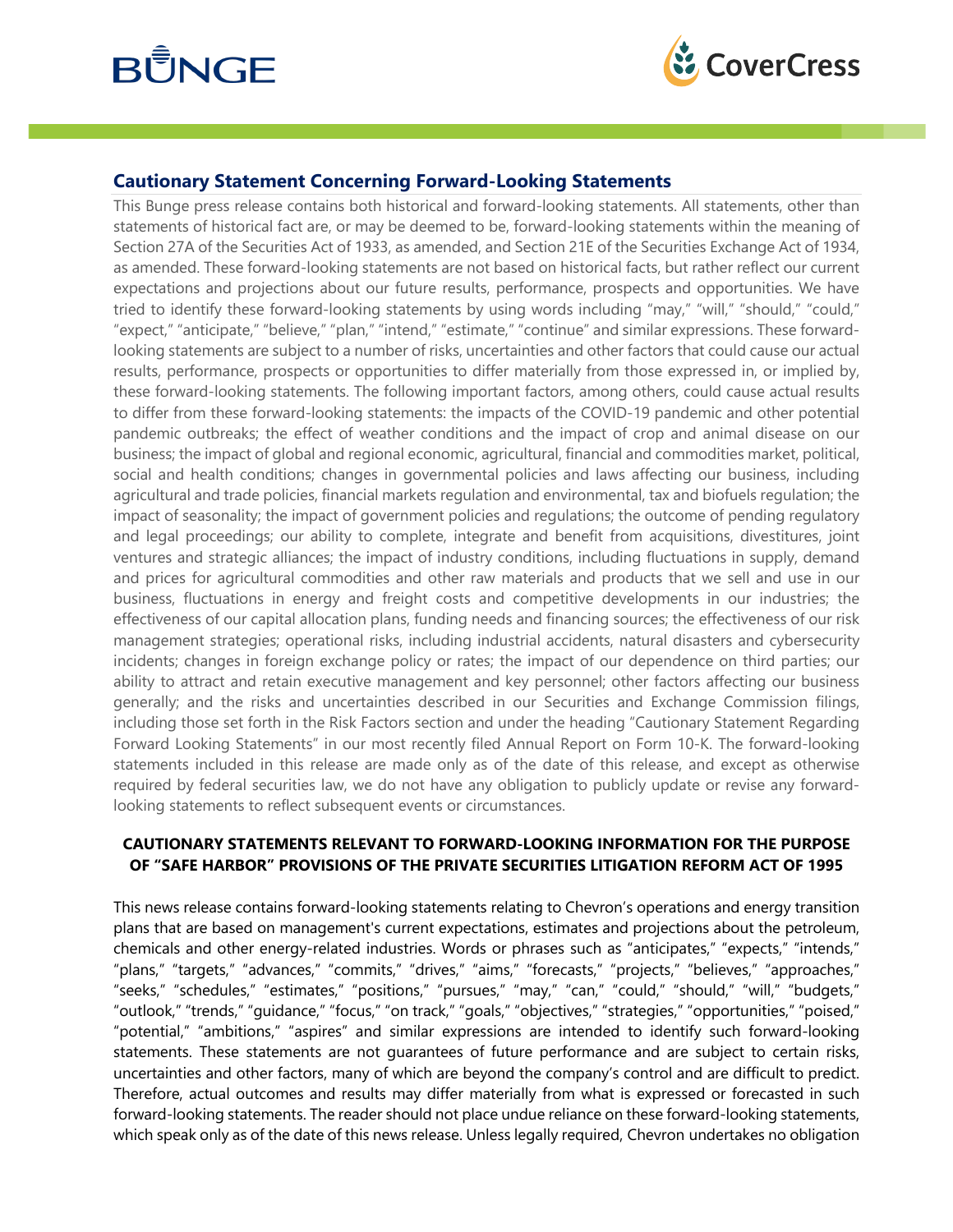## Cautionary Statement Concerning Forward-Looking Statements

This Bunge press release contains both historical and forward-looking statements. All statements, other than statements of historical fact are, or may be deemed to be, forward-looking statements within the meaning of Section 27A of the Securities Act of 1933, as amended, and Section 21E of the Securities Exchange Act of 1934, as amended. These forward-looking statements are not based on historical facts, but rather reflect our current expectations and projections about our future results, performance, prospects and opportunities. We have tried to identify these forward-looking statements by using words including "may," "will," "should," "could," "expect," "anticipate," "believe," "plan," "intend," "estimate," "continue" and similar expressions. These forward-looking statements are subject to a number of risks, uncertainties and other factors that could cause our actual results, performance, prospects or opportunities to differ materially from those expressed in, or implied by, these forward-looking statements. The following important factors, among others, could cause actual results to differ from these forward-looking statements: the impacts of the COVID-19 pandemic and other potential pandemic outbreaks; the effect of weather conditions and the impact of crop and animal disease on our business; the impact of global and regional economic, agricultural, financial and commodities market, political, social and health conditions; changes in governmental policies and laws affecting our business, including agricultural and trade policies, financial markets regulation and environmental, tax and biofuels regulation; the impact of seasonality; the impact of government policies and regulations; the outcome of pending regulatory and legal proceedings; our ability to complete, integrate and benefit from acquisitions, divestitures, joint ventures and strategic alliances; the impact of industry conditions, including fluctuations in supply, demand and prices for agricultural commodities and other raw materials and products that we sell and use in our business, fluctuations in energy and freight costs and competitive developments in our industries; the effectiveness of our capital allocation plans, funding needs and financing sources; the effectiveness of our risk management strategies; operational risks, including industrial accidents, natural disasters and cybersecurity incidents; changes in foreign exchange policy or rates; the impact of our dependence on third parties; our ability to attract and retain executive management and key personnel; other factors affecting our business generally; and the risks and uncertainties described in our Securities and Exchange Commission filings, including those set forth in the Risk Factors section and under the heading "Cautionary Statement Regarding Forward Looking Statements" in our most recently filed Annual Report on Form 10-K. The forward-looking statements included in this release are made only as of the date of this release, and except as otherwise required by federal securities law, we do not have any obligation to publicly update or revise any forward-looking statements to reflect subsequent events or circumstances.

**CAUTIONARY STATEMENTS RELEVANT TO FORWARD-LOOKING INFORMATION FOR THE PURPOSE OF "SAFE HARBOR" PROVISIONS OF THE PRIVATE SECURITIES LITIGATION REFORM ACT OF 1995**

This news release contains forward-looking statements relating to Chevron's operations and energy transition plans that are based on management's current expectations, estimates and projections about the petroleum, chemicals and other energy-related industries. Words or phrases such as "anticipates," "expects," "intends," "plans," "targets," "advances," "commits," "drives," "aims," "forecasts," "projects," "believes," "approaches," "seeks," "schedules," "estimates," "positions," "pursues," "may," "can," "could," "should," "will," "budgets," "outlook," "trends," "guidance," "focus," "on track," "goals," "objectives," "strategies," "opportunities," "poised," "potential," "ambitions," "aspires" and similar expressions are intended to identify such forward-looking statements. These statements are not guarantees of future performance and are subject to certain risks, uncertainties and other factors, many of which are beyond the company's control and are difficult to predict. Therefore, actual outcomes and results may differ materially from what is expressed or forecasted in such forward-looking statements. The reader should not place undue reliance on these forward-looking statements, which speak only as of the date of this news release. Unless legally required, Chevron undertakes no obligation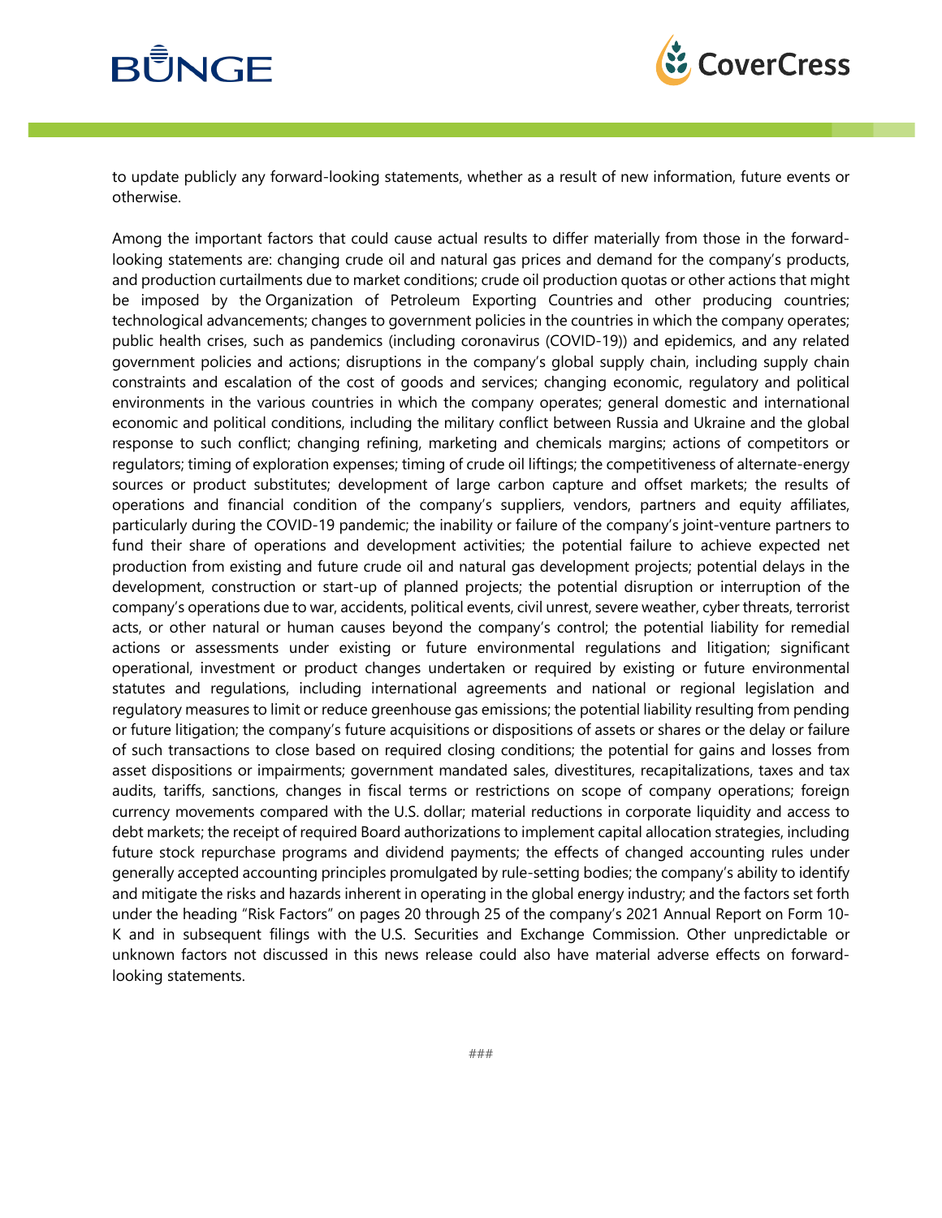to update publicly any forward-looking statements, whether as a result of new information, future events or otherwise.

Among the important factors that could cause actual results to differ materially from those in the forward-looking statements are: changing crude oil and natural gas prices and demand for the company's products, and production curtailments due to market conditions; crude oil production quotas or other actions that might be imposed by the Organization of Petroleum Exporting Countries and other producing countries; technological advancements; changes to government policies in the countries in which the company operates; public health crises, such as pandemics (including coronavirus (COVID-19)) and epidemics, and any related government policies and actions; disruptions in the company's global supply chain, including supply chain constraints and escalation of the cost of goods and services; changing economic, regulatory and political environments in the various countries in which the company operates; general domestic and international economic and political conditions, including the military conflict between Russia and Ukraine and the global response to such conflict; changing refining, marketing and chemicals margins; actions of competitors or regulators; timing of exploration expenses; timing of crude oil liftings; the competitiveness of alternate-energy sources or product substitutes; development of large carbon capture and offset markets; the results of operations and financial condition of the company's suppliers, vendors, partners and equity affiliates, particularly during the COVID-19 pandemic; the inability or failure of the company's joint-venture partners to fund their share of operations and development activities; the potential failure to achieve expected net production from existing and future crude oil and natural gas development projects; potential delays in the development, construction or start-up of planned projects; the potential disruption or interruption of the company's operations due to war, accidents, political events, civil unrest, severe weather, cyber threats, terrorist acts, or other natural or human causes beyond the company's control; the potential liability for remedial actions or assessments under existing or future environmental regulations and litigation; significant operational, investment or product changes undertaken or required by existing or future environmental statutes and regulations, including international agreements and national or regional legislation and regulatory measures to limit or reduce greenhouse gas emissions; the potential liability resulting from pending or future litigation; the company's future acquisitions or dispositions of assets or shares or the delay or failure of such transactions to close based on required closing conditions; the potential for gains and losses from asset dispositions or impairments; government mandated sales, divestitures, recapitalizations, taxes and tax audits, tariffs, sanctions, changes in fiscal terms or restrictions on scope of company operations; foreign currency movements compared with the U.S. dollar; material reductions in corporate liquidity and access to debt markets; the receipt of required Board authorizations to implement capital allocation strategies, including future stock repurchase programs and dividend payments; the effects of changed accounting rules under generally accepted accounting principles promulgated by rule-setting bodies; the company's ability to identify and mitigate the risks and hazards inherent in operating in the global energy industry; and the factors set forth under the heading "Risk Factors" on pages 20 through 25 of the company's 2021 Annual Report on Form 10-K and in subsequent filings with the U.S. Securities and Exchange Commission. Other unpredictable or unknown factors not discussed in this news release could also have material adverse effects on forward-looking statements.

###